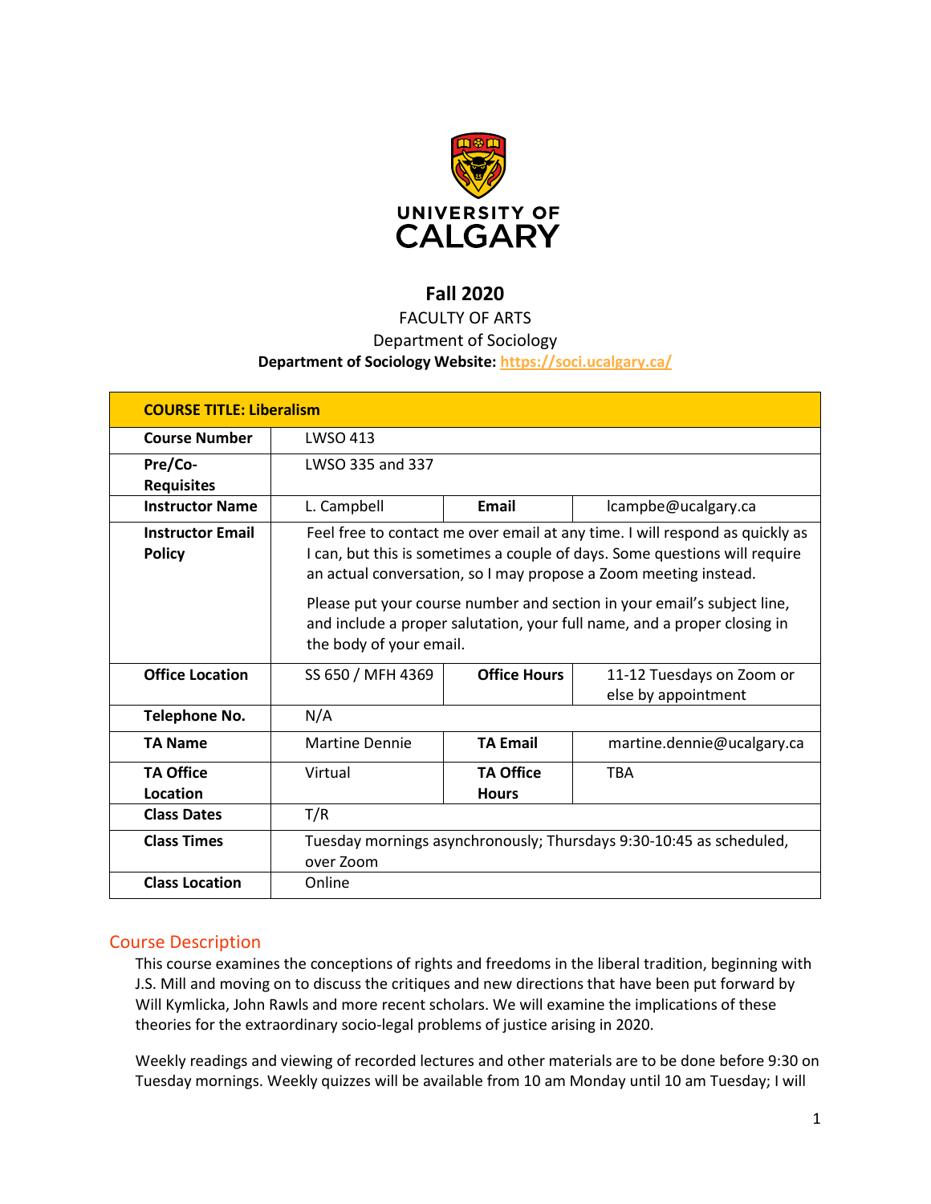**UNIVERSITY OF CALGARY**

# Fall 2020

FACULTY OF ARTS

Department of Sociology

**Department of Sociology Website: https://soci.ucalgary.ca/**

| **COURSE TITLE: Liberalism** | | | |
|---|---|---|---|
| **Course Number** | LWSO 413 | | |
| **Pre/Co-Requisites** | LWSO 335 and 337 | | |
| **Instructor Name** | L. Campbell | **Email** | lcampbe@ucalgary.ca |
| **Instructor Email Policy** | Feel free to contact me over email at any time. I will respond as quickly as I can, but this is sometimes a couple of days. Some questions will require an actual conversation, so I may propose a Zoom meeting instead.<br><br>Please put your course number and section in your email's subject line, and include a proper salutation, your full name, and a proper closing in the body of your email. | | |
| **Office Location** | SS 650 / MFH 4369 | **Office Hours** | 11-12 Tuesdays on Zoom or else by appointment |
| **Telephone No.** | N/A | | |
| **TA Name** | Martine Dennie | **TA Email** | martine.dennie@ucalgary.ca |
| **TA Office Location** | Virtual | **TA Office Hours** | TBA |
| **Class Dates** | T/R | | |
| **Class Times** | Tuesday mornings asynchronously; Thursdays 9:30-10:45 as scheduled, over Zoom | | |
| **Class Location** | Online | | |

## Course Description

This course examines the conceptions of rights and freedoms in the liberal tradition, beginning with J.S. Mill and moving on to discuss the critiques and new directions that have been put forward by Will Kymlicka, John Rawls and more recent scholars. We will examine the implications of these theories for the extraordinary socio-legal problems of justice arising in 2020.

Weekly readings and viewing of recorded lectures and other materials are to be done before 9:30 on Tuesday mornings. Weekly quizzes will be available from 10 am Monday until 10 am Tuesday; I will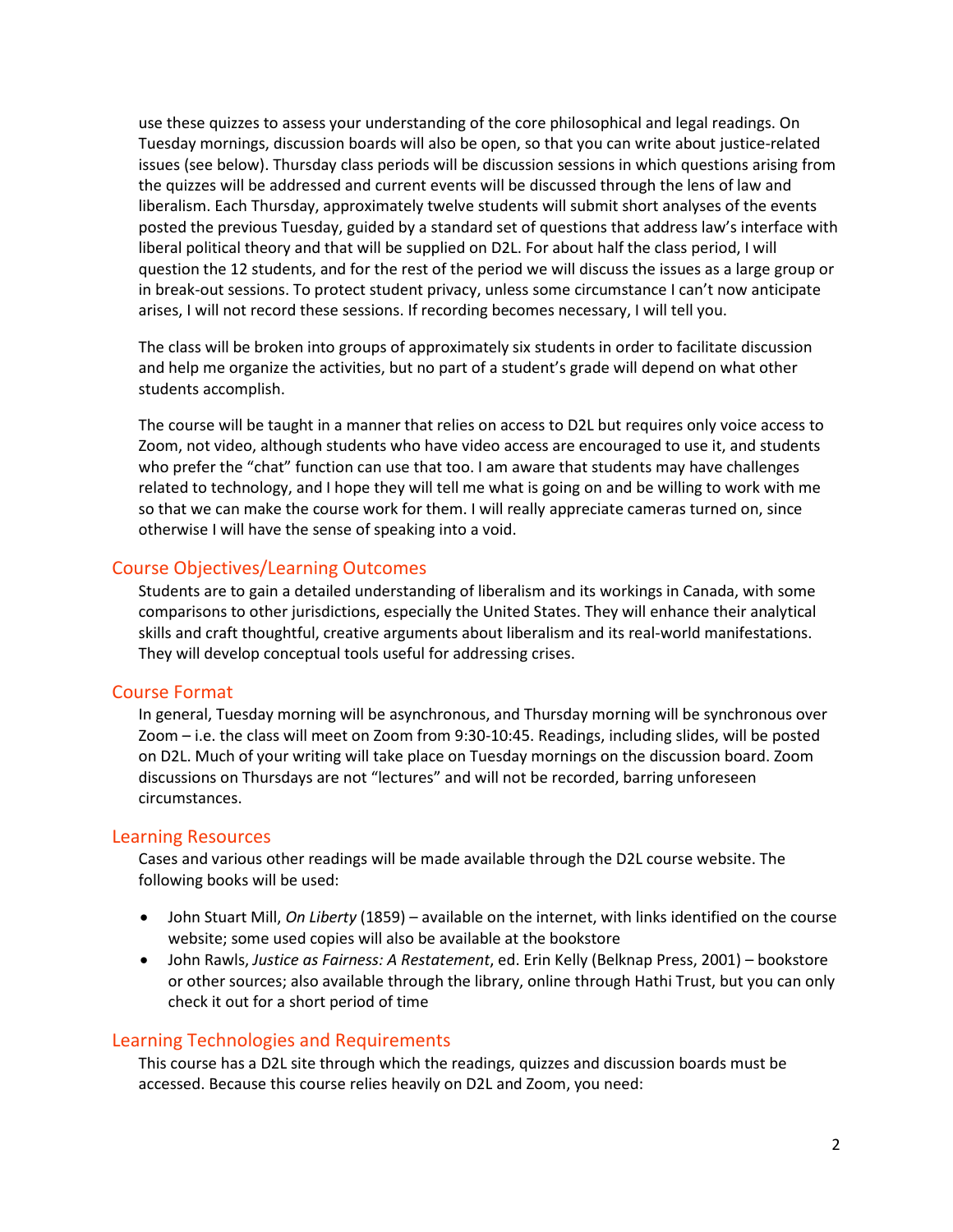use these quizzes to assess your understanding of the core philosophical and legal readings. On Tuesday mornings, discussion boards will also be open, so that you can write about justice-related issues (see below). Thursday class periods will be discussion sessions in which questions arising from the quizzes will be addressed and current events will be discussed through the lens of law and liberalism. Each Thursday, approximately twelve students will submit short analyses of the events posted the previous Tuesday, guided by a standard set of questions that address law's interface with liberal political theory and that will be supplied on D2L. For about half the class period, I will question the 12 students, and for the rest of the period we will discuss the issues as a large group or in break-out sessions. To protect student privacy, unless some circumstance I can't now anticipate arises, I will not record these sessions. If recording becomes necessary, I will tell you.

The class will be broken into groups of approximately six students in order to facilitate discussion and help me organize the activities, but no part of a student's grade will depend on what other students accomplish.

The course will be taught in a manner that relies on access to D2L but requires only voice access to Zoom, not video, although students who have video access are encouraged to use it, and students who prefer the "chat" function can use that too. I am aware that students may have challenges related to technology, and I hope they will tell me what is going on and be willing to work with me so that we can make the course work for them. I will really appreciate cameras turned on, since otherwise I will have the sense of speaking into a void.

## Course Objectives/Learning Outcomes

Students are to gain a detailed understanding of liberalism and its workings in Canada, with some comparisons to other jurisdictions, especially the United States. They will enhance their analytical skills and craft thoughtful, creative arguments about liberalism and its real-world manifestations. They will develop conceptual tools useful for addressing crises.

## Course Format

In general, Tuesday morning will be asynchronous, and Thursday morning will be synchronous over Zoom – i.e. the class will meet on Zoom from 9:30-10:45. Readings, including slides, will be posted on D2L. Much of your writing will take place on Tuesday mornings on the discussion board. Zoom discussions on Thursdays are not "lectures" and will not be recorded, barring unforeseen circumstances.

## Learning Resources

Cases and various other readings will be made available through the D2L course website. The following books will be used:

- John Stuart Mill, *On Liberty* (1859) – available on the internet, with links identified on the course website; some used copies will also be available at the bookstore
- John Rawls, *Justice as Fairness: A Restatement*, ed. Erin Kelly (Belknap Press, 2001) – bookstore or other sources; also available through the library, online through Hathi Trust, but you can only check it out for a short period of time

## Learning Technologies and Requirements

This course has a D2L site through which the readings, quizzes and discussion boards must be accessed. Because this course relies heavily on D2L and Zoom, you need: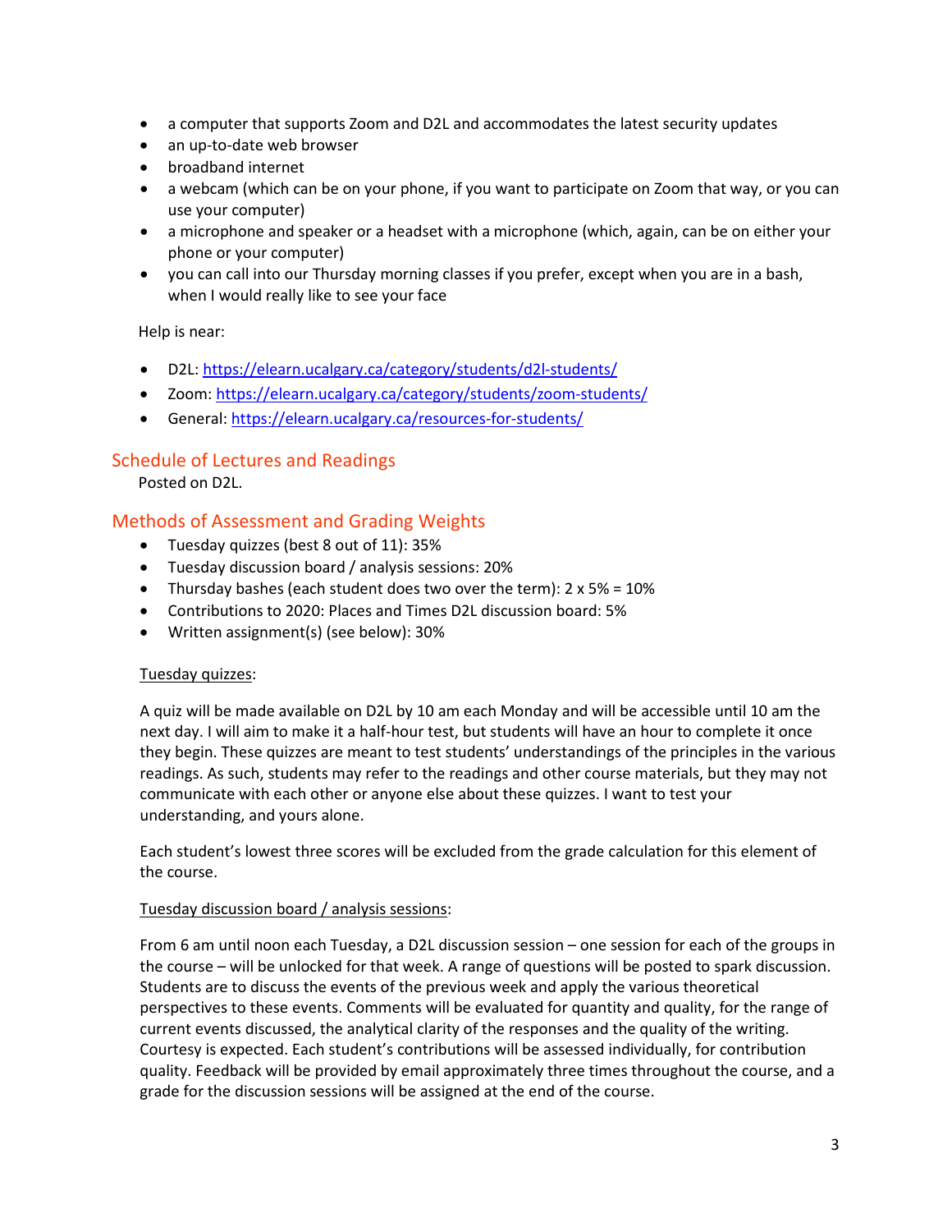- a computer that supports Zoom and D2L and accommodates the latest security updates
- an up-to-date web browser
- broadband internet
- a webcam (which can be on your phone, if you want to participate on Zoom that way, or you can use your computer)
- a microphone and speaker or a headset with a microphone (which, again, can be on either your phone or your computer)
- you can call into our Thursday morning classes if you prefer, except when you are in a bash, when I would really like to see your face

Help is near:

- D2L: https://elearn.ucalgary.ca/category/students/d2l-students/
- Zoom: https://elearn.ucalgary.ca/category/students/zoom-students/
- General: https://elearn.ucalgary.ca/resources-for-students/

## Schedule of Lectures and Readings

Posted on D2L.

## Methods of Assessment and Grading Weights

- Tuesday quizzes (best 8 out of 11): 35%
- Tuesday discussion board / analysis sessions: 20%
- Thursday bashes (each student does two over the term): 2 x 5% = 10%
- Contributions to 2020: Places and Times D2L discussion board: 5%
- Written assignment(s) (see below): 30%

<u>Tuesday quizzes</u>:

A quiz will be made available on D2L by 10 am each Monday and will be accessible until 10 am the next day. I will aim to make it a half-hour test, but students will have an hour to complete it once they begin. These quizzes are meant to test students' understandings of the principles in the various readings. As such, students may refer to the readings and other course materials, but they may not communicate with each other or anyone else about these quizzes. I want to test your understanding, and yours alone.

Each student's lowest three scores will be excluded from the grade calculation for this element of the course.

<u>Tuesday discussion board / analysis sessions</u>:

From 6 am until noon each Tuesday, a D2L discussion session – one session for each of the groups in the course – will be unlocked for that week. A range of questions will be posted to spark discussion. Students are to discuss the events of the previous week and apply the various theoretical perspectives to these events. Comments will be evaluated for quantity and quality, for the range of current events discussed, the analytical clarity of the responses and the quality of the writing. Courtesy is expected. Each student's contributions will be assessed individually, for contribution quality. Feedback will be provided by email approximately three times throughout the course, and a grade for the discussion sessions will be assigned at the end of the course.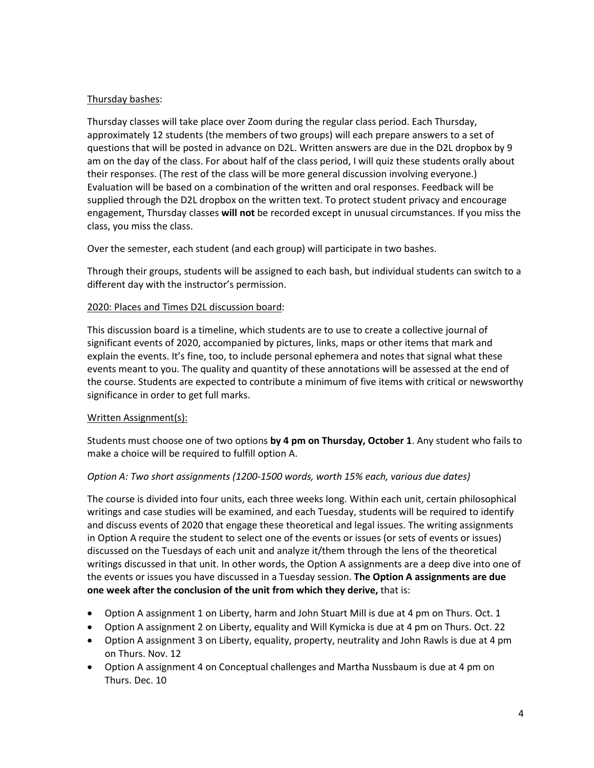<u>Thursday bashes</u>:

Thursday classes will take place over Zoom during the regular class period. Each Thursday, approximately 12 students (the members of two groups) will each prepare answers to a set of questions that will be posted in advance on D2L. Written answers are due in the D2L dropbox by 9 am on the day of the class. For about half of the class period, I will quiz these students orally about their responses. (The rest of the class will be more general discussion involving everyone.) Evaluation will be based on a combination of the written and oral responses. Feedback will be supplied through the D2L dropbox on the written text. To protect student privacy and encourage engagement, Thursday classes **will not** be recorded except in unusual circumstances. If you miss the class, you miss the class.

Over the semester, each student (and each group) will participate in two bashes.

Through their groups, students will be assigned to each bash, but individual students can switch to a different day with the instructor's permission.

<u>2020: Places and Times D2L discussion board</u>:

This discussion board is a timeline, which students are to use to create a collective journal of significant events of 2020, accompanied by pictures, links, maps or other items that mark and explain the events. It's fine, too, to include personal ephemera and notes that signal what these events meant to you. The quality and quantity of these annotations will be assessed at the end of the course. Students are expected to contribute a minimum of five items with critical or newsworthy significance in order to get full marks.

<u>Written Assignment(s):</u>

Students must choose one of two options **by 4 pm on Thursday, October 1**. Any student who fails to make a choice will be required to fulfill option A.

*Option A: Two short assignments (1200-1500 words, worth 15% each, various due dates)*

The course is divided into four units, each three weeks long. Within each unit, certain philosophical writings and case studies will be examined, and each Tuesday, students will be required to identify and discuss events of 2020 that engage these theoretical and legal issues. The writing assignments in Option A require the student to select one of the events or issues (or sets of events or issues) discussed on the Tuesdays of each unit and analyze it/them through the lens of the theoretical writings discussed in that unit. In other words, the Option A assignments are a deep dive into one of the events or issues you have discussed in a Tuesday session. **The Option A assignments are due one week after the conclusion of the unit from which they derive,** that is:

- Option A assignment 1 on Liberty, harm and John Stuart Mill is due at 4 pm on Thurs. Oct. 1
- Option A assignment 2 on Liberty, equality and Will Kymicka is due at 4 pm on Thurs. Oct. 22
- Option A assignment 3 on Liberty, equality, property, neutrality and John Rawls is due at 4 pm on Thurs. Nov. 12
- Option A assignment 4 on Conceptual challenges and Martha Nussbaum is due at 4 pm on Thurs. Dec. 10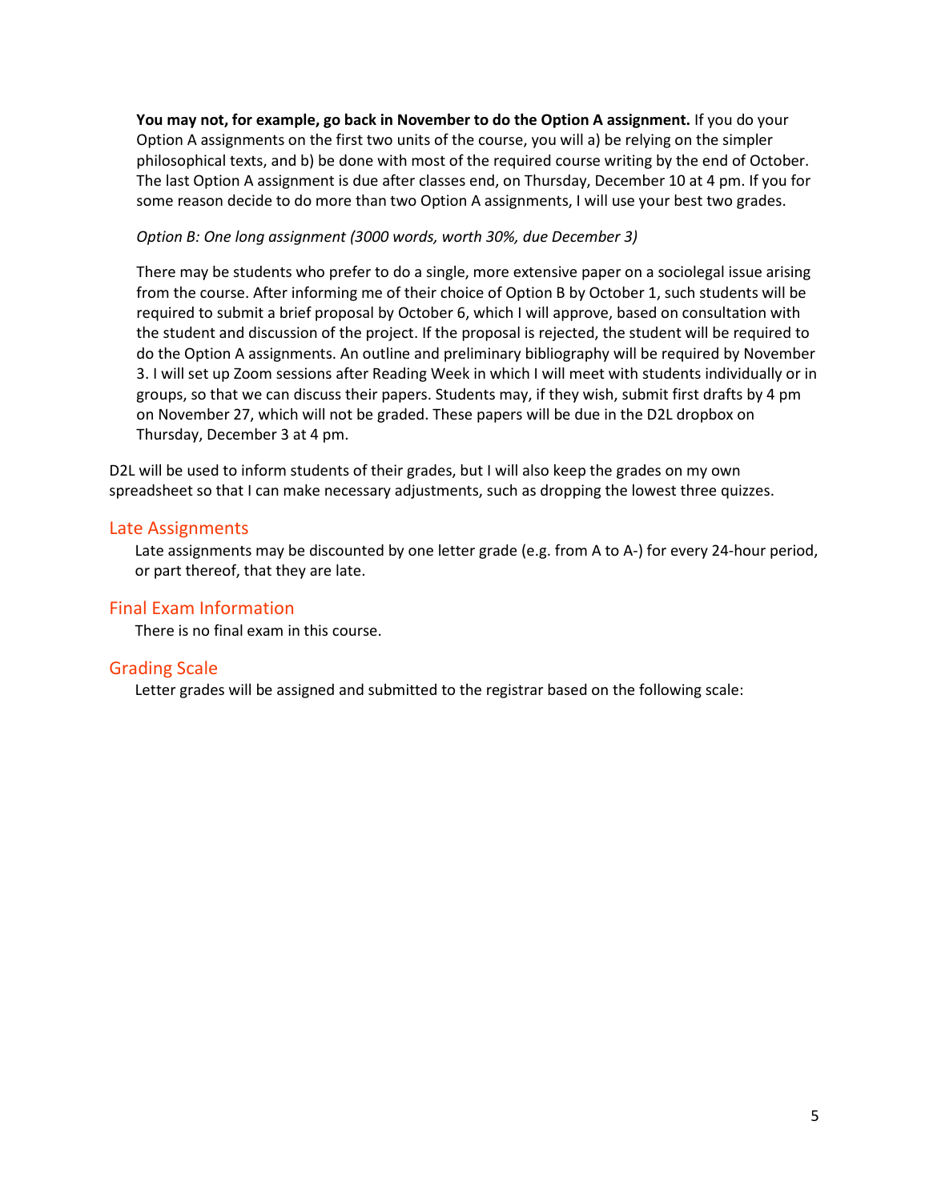**You may not, for example, go back in November to do the Option A assignment.** If you do your Option A assignments on the first two units of the course, you will a) be relying on the simpler philosophical texts, and b) be done with most of the required course writing by the end of October. The last Option A assignment is due after classes end, on Thursday, December 10 at 4 pm. If you for some reason decide to do more than two Option A assignments, I will use your best two grades.

*Option B: One long assignment (3000 words, worth 30%, due December 3)*

There may be students who prefer to do a single, more extensive paper on a sociolegal issue arising from the course. After informing me of their choice of Option B by October 1, such students will be required to submit a brief proposal by October 6, which I will approve, based on consultation with the student and discussion of the project. If the proposal is rejected, the student will be required to do the Option A assignments. An outline and preliminary bibliography will be required by November 3. I will set up Zoom sessions after Reading Week in which I will meet with students individually or in groups, so that we can discuss their papers. Students may, if they wish, submit first drafts by 4 pm on November 27, which will not be graded. These papers will be due in the D2L dropbox on Thursday, December 3 at 4 pm.

D2L will be used to inform students of their grades, but I will also keep the grades on my own spreadsheet so that I can make necessary adjustments, such as dropping the lowest three quizzes.

## Late Assignments

Late assignments may be discounted by one letter grade (e.g. from A to A-) for every 24-hour period, or part thereof, that they are late.

## Final Exam Information

There is no final exam in this course.

## Grading Scale

Letter grades will be assigned and submitted to the registrar based on the following scale: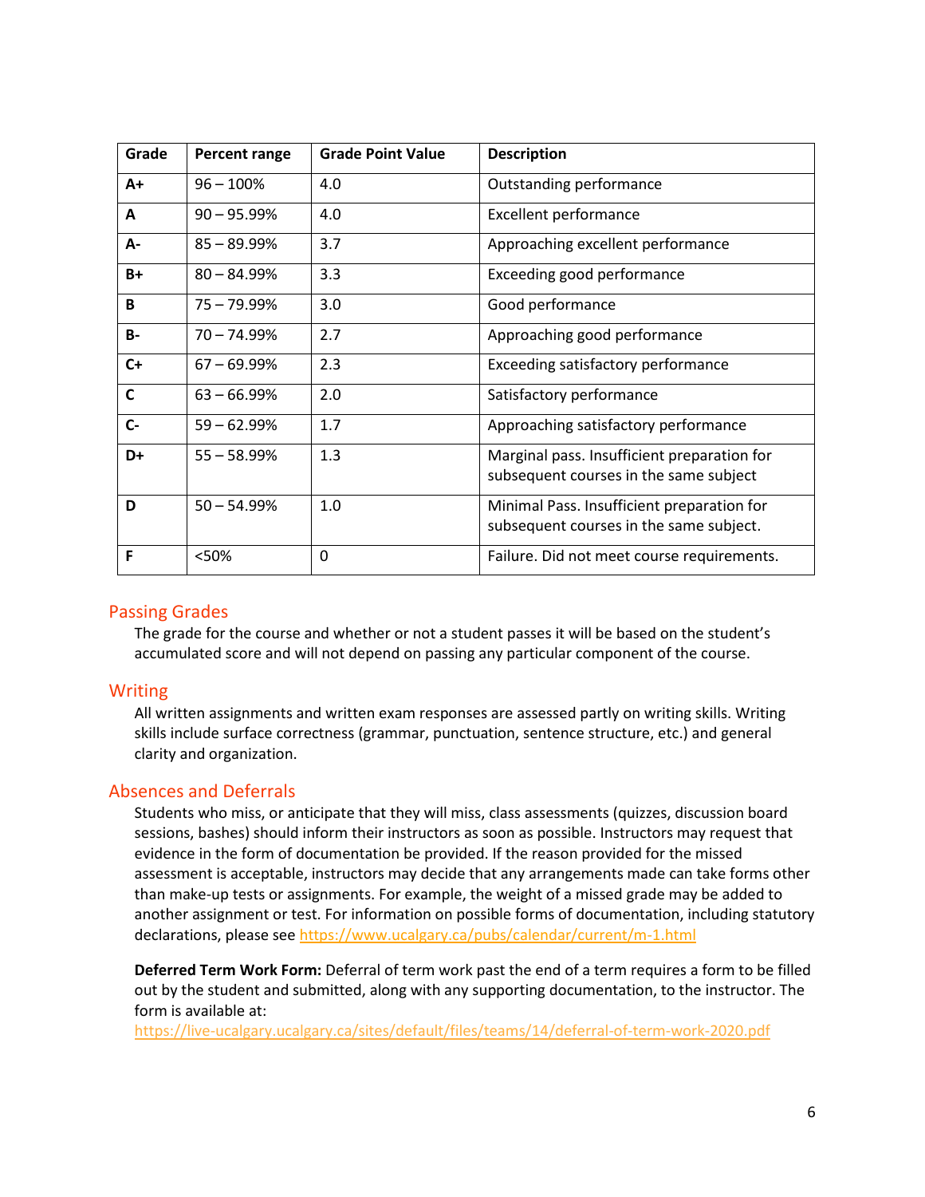| Grade | Percent range | Grade Point Value | Description |
|---|---|---|---|
| **A+** | 96 – 100% | 4.0 | Outstanding performance |
| **A** | 90 – 95.99% | 4.0 | Excellent performance |
| **A-** | 85 – 89.99% | 3.7 | Approaching excellent performance |
| **B+** | 80 – 84.99% | 3.3 | Exceeding good performance |
| **B** | 75 – 79.99% | 3.0 | Good performance |
| **B-** | 70 – 74.99% | 2.7 | Approaching good performance |
| **C+** | 67 – 69.99% | 2.3 | Exceeding satisfactory performance |
| **C** | 63 – 66.99% | 2.0 | Satisfactory performance |
| **C-** | 59 – 62.99% | 1.7 | Approaching satisfactory performance |
| **D+** | 55 – 58.99% | 1.3 | Marginal pass. Insufficient preparation for subsequent courses in the same subject |
| **D** | 50 – 54.99% | 1.0 | Minimal Pass. Insufficient preparation for subsequent courses in the same subject. |
| **F** | <50% | 0 | Failure. Did not meet course requirements. |

## Passing Grades

The grade for the course and whether or not a student passes it will be based on the student's accumulated score and will not depend on passing any particular component of the course.

## Writing

All written assignments and written exam responses are assessed partly on writing skills. Writing skills include surface correctness (grammar, punctuation, sentence structure, etc.) and general clarity and organization.

## Absences and Deferrals

Students who miss, or anticipate that they will miss, class assessments (quizzes, discussion board sessions, bashes) should inform their instructors as soon as possible. Instructors may request that evidence in the form of documentation be provided. If the reason provided for the missed assessment is acceptable, instructors may decide that any arrangements made can take forms other than make-up tests or assignments. For example, the weight of a missed grade may be added to another assignment or test. For information on possible forms of documentation, including statutory declarations, please see https://www.ucalgary.ca/pubs/calendar/current/m-1.html

**Deferred Term Work Form:** Deferral of term work past the end of a term requires a form to be filled out by the student and submitted, along with any supporting documentation, to the instructor. The form is available at:
https://live-ucalgary.ucalgary.ca/sites/default/files/teams/14/deferral-of-term-work-2020.pdf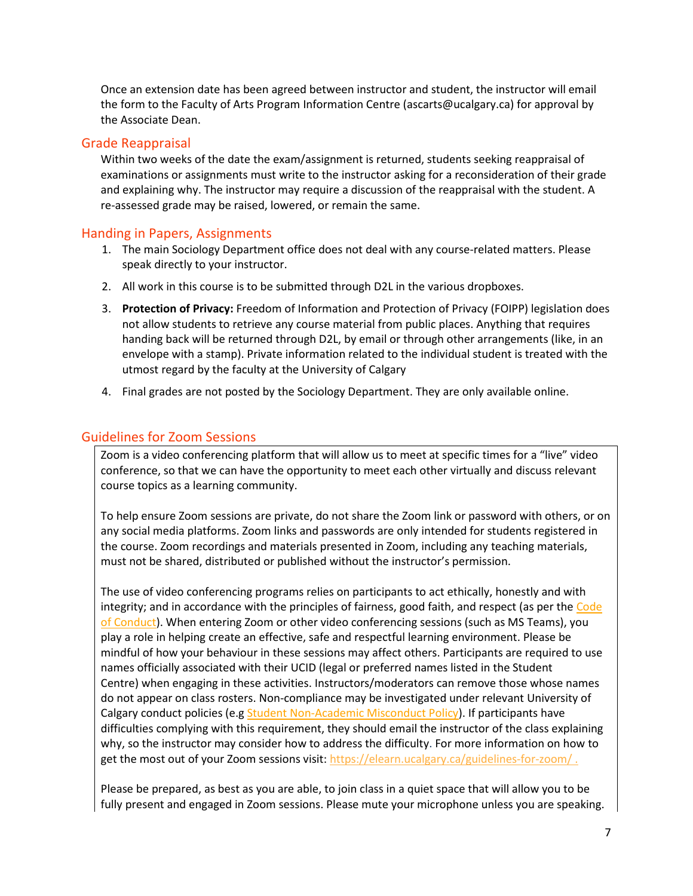Once an extension date has been agreed between instructor and student, the instructor will email the form to the Faculty of Arts Program Information Centre (ascarts@ucalgary.ca) for approval by the Associate Dean.

## Grade Reappraisal

Within two weeks of the date the exam/assignment is returned, students seeking reappraisal of examinations or assignments must write to the instructor asking for a reconsideration of their grade and explaining why. The instructor may require a discussion of the reappraisal with the student. A re-assessed grade may be raised, lowered, or remain the same.

## Handing in Papers, Assignments

1. The main Sociology Department office does not deal with any course-related matters. Please speak directly to your instructor.
2. All work in this course is to be submitted through D2L in the various dropboxes.
3. **Protection of Privacy:** Freedom of Information and Protection of Privacy (FOIPP) legislation does not allow students to retrieve any course material from public places. Anything that requires handing back will be returned through D2L, by email or through other arrangements (like, in an envelope with a stamp). Private information related to the individual student is treated with the utmost regard by the faculty at the University of Calgary
4. Final grades are not posted by the Sociology Department. They are only available online.

## Guidelines for Zoom Sessions

Zoom is a video conferencing platform that will allow us to meet at specific times for a "live" video conference, so that we can have the opportunity to meet each other virtually and discuss relevant course topics as a learning community.

To help ensure Zoom sessions are private, do not share the Zoom link or password with others, or on any social media platforms. Zoom links and passwords are only intended for students registered in the course. Zoom recordings and materials presented in Zoom, including any teaching materials, must not be shared, distributed or published without the instructor's permission.

The use of video conferencing programs relies on participants to act ethically, honestly and with integrity; and in accordance with the principles of fairness, good faith, and respect (as per the Code of Conduct). When entering Zoom or other video conferencing sessions (such as MS Teams), you play a role in helping create an effective, safe and respectful learning environment. Please be mindful of how your behaviour in these sessions may affect others. Participants are required to use names officially associated with their UCID (legal or preferred names listed in the Student Centre) when engaging in these activities. Instructors/moderators can remove those whose names do not appear on class rosters. Non-compliance may be investigated under relevant University of Calgary conduct policies (e.g Student Non-Academic Misconduct Policy). If participants have difficulties complying with this requirement, they should email the instructor of the class explaining why, so the instructor may consider how to address the difficulty. For more information on how to get the most out of your Zoom sessions visit: https://elearn.ucalgary.ca/guidelines-for-zoom/ .

Please be prepared, as best as you are able, to join class in a quiet space that will allow you to be fully present and engaged in Zoom sessions. Please mute your microphone unless you are speaking.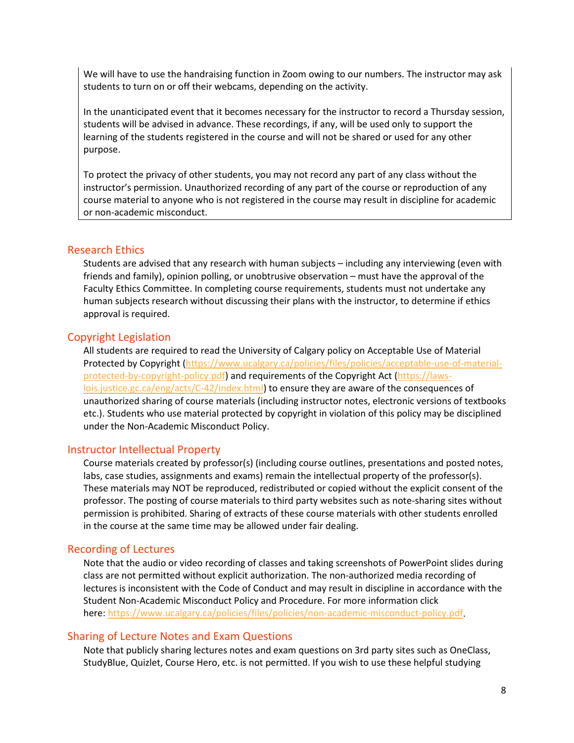We will have to use the handraising function in Zoom owing to our numbers. The instructor may ask students to turn on or off their webcams, depending on the activity.

In the unanticipated event that it becomes necessary for the instructor to record a Thursday session, students will be advised in advance. These recordings, if any, will be used only to support the learning of the students registered in the course and will not be shared or used for any other purpose.

To protect the privacy of other students, you may not record any part of any class without the instructor's permission. Unauthorized recording of any part of the course or reproduction of any course material to anyone who is not registered in the course may result in discipline for academic or non-academic misconduct.

## Research Ethics

Students are advised that any research with human subjects – including any interviewing (even with friends and family), opinion polling, or unobtrusive observation – must have the approval of the Faculty Ethics Committee. In completing course requirements, students must not undertake any human subjects research without discussing their plans with the instructor, to determine if ethics approval is required.

## Copyright Legislation

All students are required to read the University of Calgary policy on Acceptable Use of Material Protected by Copyright (https://www.ucalgary.ca/policies/files/policies/acceptable-use-of-material-protected-by-copyright-policy.pdf) and requirements of the Copyright Act (https://laws-lois.justice.gc.ca/eng/acts/C-42/index.html) to ensure they are aware of the consequences of unauthorized sharing of course materials (including instructor notes, electronic versions of textbooks etc.). Students who use material protected by copyright in violation of this policy may be disciplined under the Non-Academic Misconduct Policy.

## Instructor Intellectual Property

Course materials created by professor(s) (including course outlines, presentations and posted notes, labs, case studies, assignments and exams) remain the intellectual property of the professor(s). These materials may NOT be reproduced, redistributed or copied without the explicit consent of the professor. The posting of course materials to third party websites such as note-sharing sites without permission is prohibited. Sharing of extracts of these course materials with other students enrolled in the course at the same time may be allowed under fair dealing.

## Recording of Lectures

Note that the audio or video recording of classes and taking screenshots of PowerPoint slides during class are not permitted without explicit authorization. The non-authorized media recording of lectures is inconsistent with the Code of Conduct and may result in discipline in accordance with the Student Non-Academic Misconduct Policy and Procedure. For more information click here: https://www.ucalgary.ca/policies/files/policies/non-academic-misconduct-policy.pdf.

## Sharing of Lecture Notes and Exam Questions

Note that publicly sharing lectures notes and exam questions on 3rd party sites such as OneClass, StudyBlue, Quizlet, Course Hero, etc. is not permitted. If you wish to use these helpful studying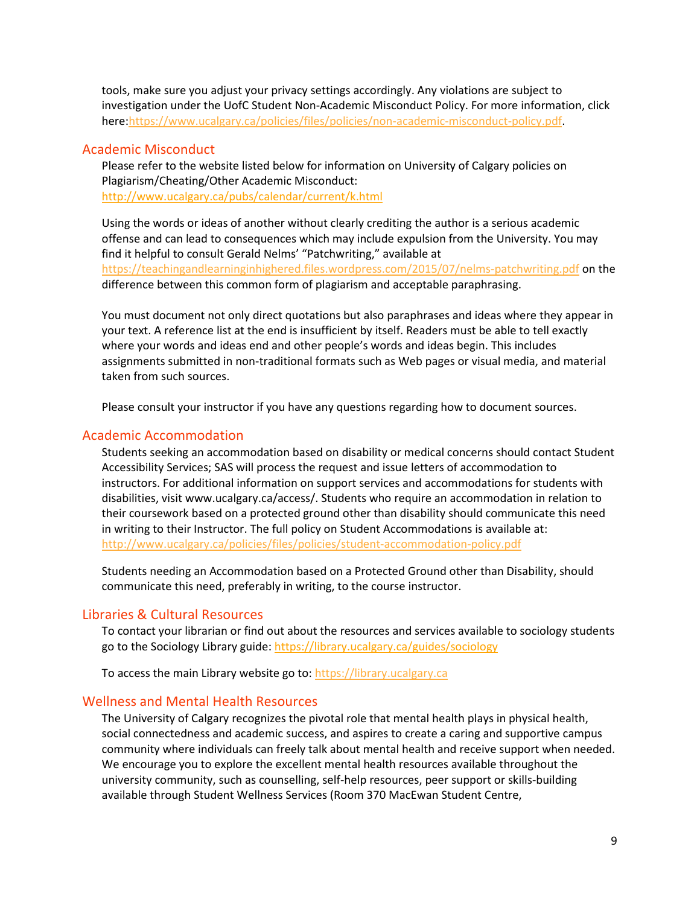tools, make sure you adjust your privacy settings accordingly. Any violations are subject to investigation under the UofC Student Non-Academic Misconduct Policy. For more information, click here:https://www.ucalgary.ca/policies/files/policies/non-academic-misconduct-policy.pdf.

## Academic Misconduct

Please refer to the website listed below for information on University of Calgary policies on Plagiarism/Cheating/Other Academic Misconduct: http://www.ucalgary.ca/pubs/calendar/current/k.html

Using the words or ideas of another without clearly crediting the author is a serious academic offense and can lead to consequences which may include expulsion from the University. You may find it helpful to consult Gerald Nelms' "Patchwriting," available at https://teachingandlearninginhighered.files.wordpress.com/2015/07/nelms-patchwriting.pdf on the difference between this common form of plagiarism and acceptable paraphrasing.

You must document not only direct quotations but also paraphrases and ideas where they appear in your text. A reference list at the end is insufficient by itself. Readers must be able to tell exactly where your words and ideas end and other people's words and ideas begin. This includes assignments submitted in non-traditional formats such as Web pages or visual media, and material taken from such sources.

Please consult your instructor if you have any questions regarding how to document sources.

## Academic Accommodation

Students seeking an accommodation based on disability or medical concerns should contact Student Accessibility Services; SAS will process the request and issue letters of accommodation to instructors. For additional information on support services and accommodations for students with disabilities, visit www.ucalgary.ca/access/. Students who require an accommodation in relation to their coursework based on a protected ground other than disability should communicate this need in writing to their Instructor. The full policy on Student Accommodations is available at: http://www.ucalgary.ca/policies/files/policies/student-accommodation-policy.pdf

Students needing an Accommodation based on a Protected Ground other than Disability, should communicate this need, preferably in writing, to the course instructor.

## Libraries & Cultural Resources

To contact your librarian or find out about the resources and services available to sociology students go to the Sociology Library guide: https://library.ucalgary.ca/guides/sociology

To access the main Library website go to: https://library.ucalgary.ca

## Wellness and Mental Health Resources

The University of Calgary recognizes the pivotal role that mental health plays in physical health, social connectedness and academic success, and aspires to create a caring and supportive campus community where individuals can freely talk about mental health and receive support when needed. We encourage you to explore the excellent mental health resources available throughout the university community, such as counselling, self-help resources, peer support or skills-building available through Student Wellness Services (Room 370 MacEwan Student Centre,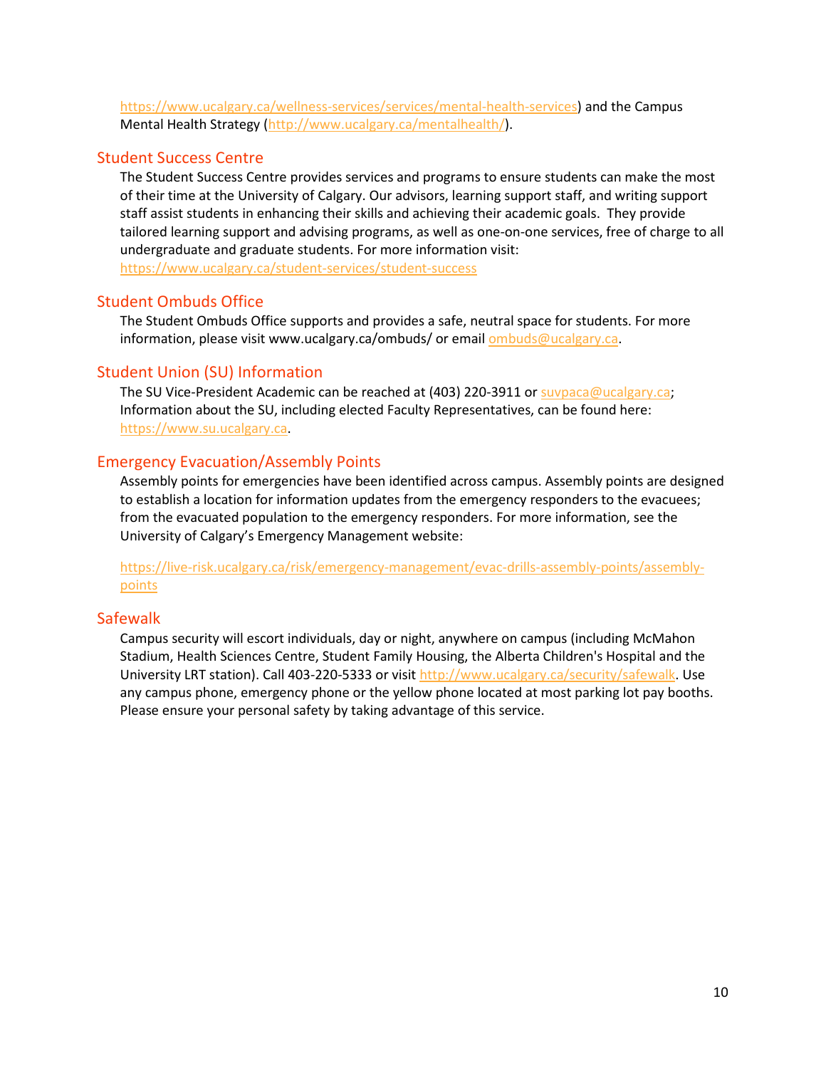https://www.ucalgary.ca/wellness-services/services/mental-health-services) and the Campus Mental Health Strategy (http://www.ucalgary.ca/mentalhealth/).

## Student Success Centre

The Student Success Centre provides services and programs to ensure students can make the most of their time at the University of Calgary. Our advisors, learning support staff, and writing support staff assist students in enhancing their skills and achieving their academic goals. They provide tailored learning support and advising programs, as well as one-on-one services, free of charge to all undergraduate and graduate students. For more information visit: https://www.ucalgary.ca/student-services/student-success

## Student Ombuds Office

The Student Ombuds Office supports and provides a safe, neutral space for students. For more information, please visit www.ucalgary.ca/ombuds/ or email ombuds@ucalgary.ca.

## Student Union (SU) Information

The SU Vice-President Academic can be reached at (403) 220-3911 or suvpaca@ucalgary.ca; Information about the SU, including elected Faculty Representatives, can be found here: https://www.su.ucalgary.ca.

## Emergency Evacuation/Assembly Points

Assembly points for emergencies have been identified across campus. Assembly points are designed to establish a location for information updates from the emergency responders to the evacuees; from the evacuated population to the emergency responders. For more information, see the University of Calgary's Emergency Management website:

https://live-risk.ucalgary.ca/risk/emergency-management/evac-drills-assembly-points/assembly-points

## Safewalk

Campus security will escort individuals, day or night, anywhere on campus (including McMahon Stadium, Health Sciences Centre, Student Family Housing, the Alberta Children's Hospital and the University LRT station). Call 403-220-5333 or visit http://www.ucalgary.ca/security/safewalk. Use any campus phone, emergency phone or the yellow phone located at most parking lot pay booths. Please ensure your personal safety by taking advantage of this service.